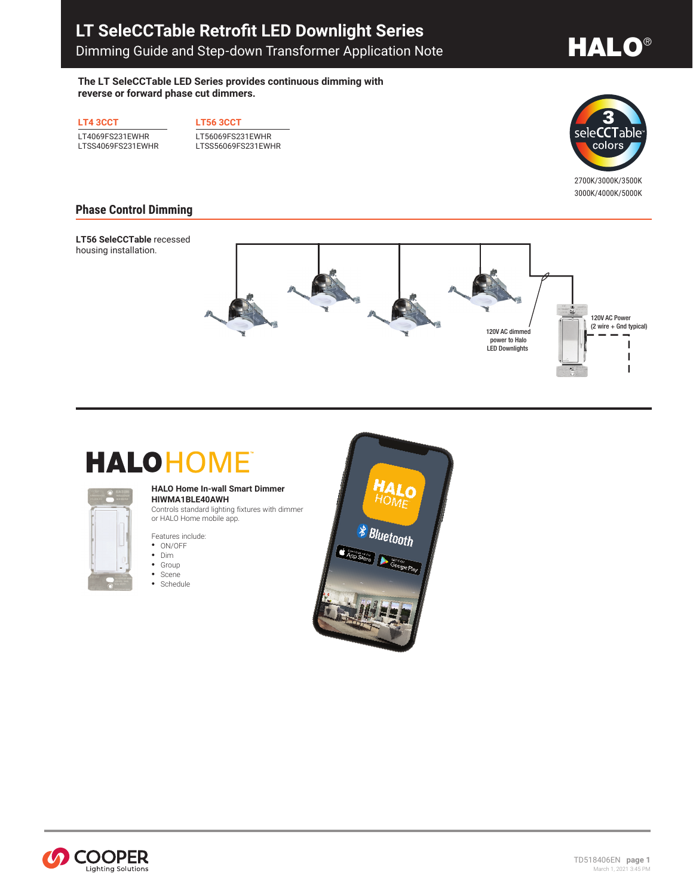# LT SeleCCTable Retrofit LED Downlight Series

Dimming Guide and Step-down Transformer Application Note

**The LT SeleCCTable LED Series provides continuous dimming with reverse or forward phase cut dimmers.**

| LT4 3CCT | LT56 3CCT |
| --- | --- |
| LT4069FS231EWHR | LT56069FS231EWHR |
| LTSS4069FS231EWHR | LTSS56069FS231EWHR |

3 seleCCTable colors

2700K/3000K/3500K
3000K/4000K/5000K

## Phase Control Dimming

**LT56 SeleCCTable** recessed housing installation.

120V AC dimmed power to Halo LED Downlights

120V AC Power (2 wire + Gnd typical)

# HALOHOME

**HALO Home In-wall Smart Dimmer**
**HIWMA1BLE40AWH**
Controls standard lighting fixtures with dimmer or HALO Home mobile app.

Features include:

- ON/OFF
- Dim
- Group
- Scene
- Schedule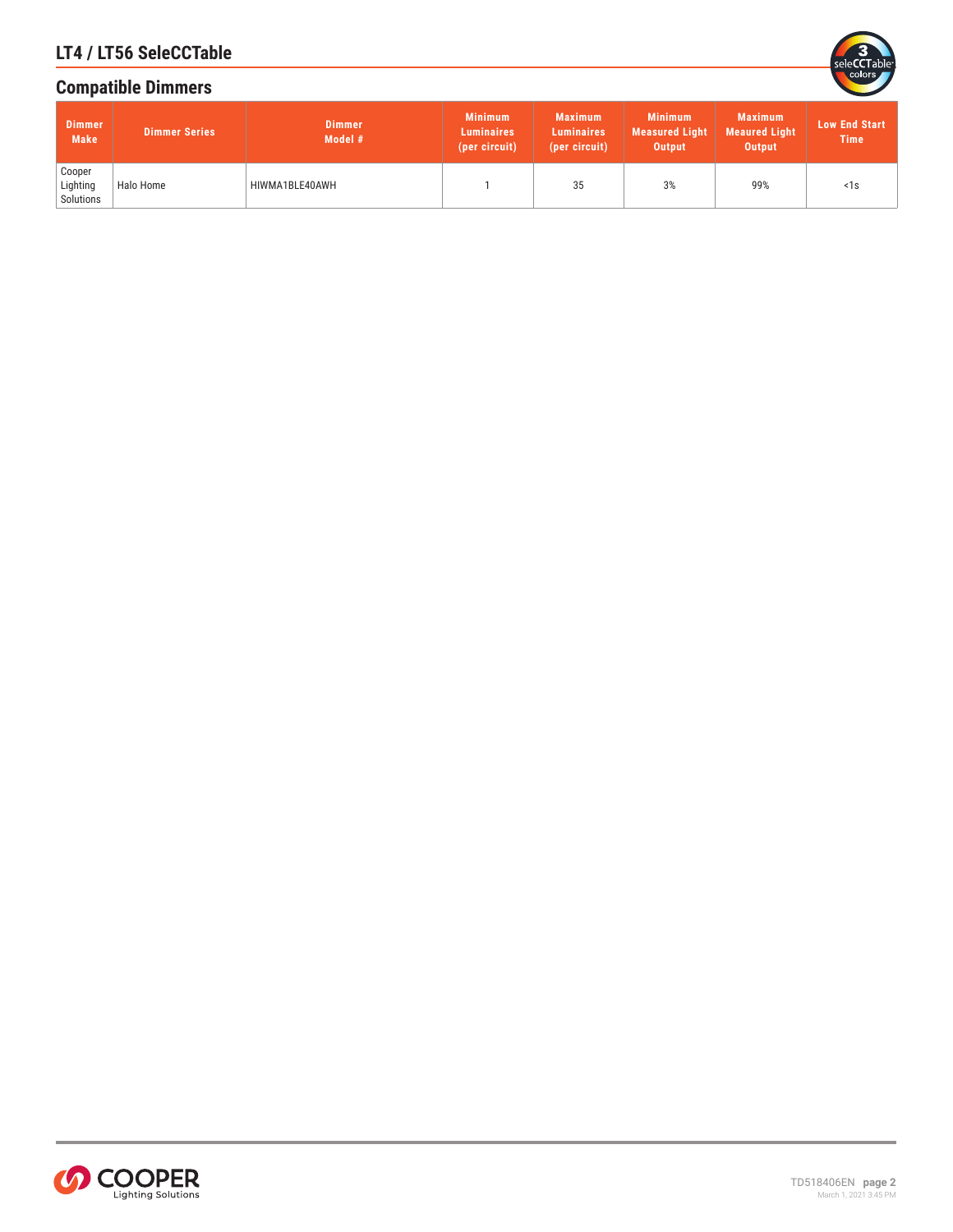## Compatible Dimmers

| Dimmer Make | Dimmer Series | Dimmer Model # | Minimum Luminaires (per circuit) | Maximum Luminaires (per circuit) | Minimum Measured Light Output | Maximum Meaured Light Output | Low End Start Time |
|---|---|---|---|---|---|---|---|
| Cooper Lighting Solutions | Halo Home | HIWMA1BLE40AWH | 1 | 35 | 3% | 99% | <1s |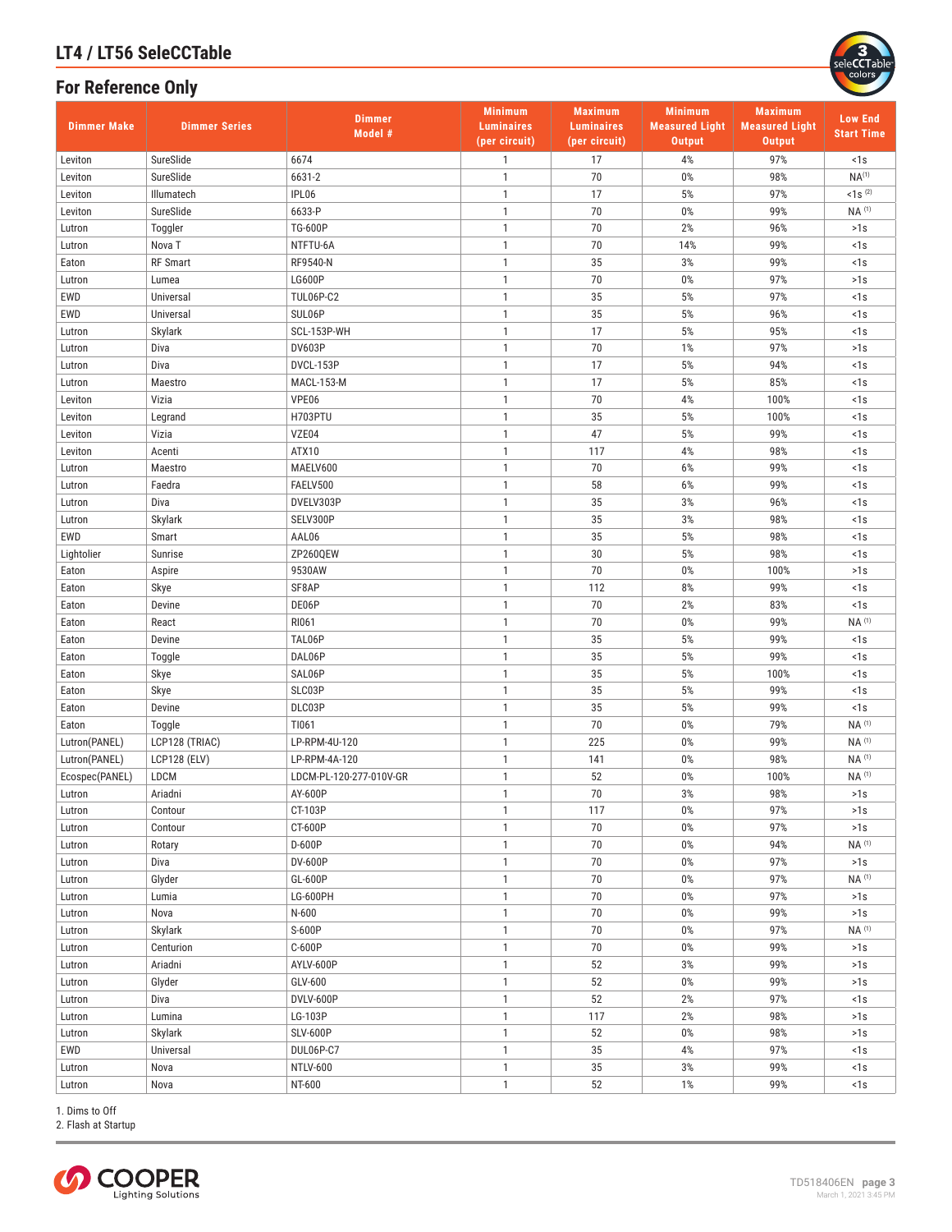## LT4 / LT56 SeleCCTable

## For Reference Only

| Dimmer Make | Dimmer Series | Dimmer Model # | Minimum Luminaires (per circuit) | Maximum Luminaires (per circuit) | Minimum Measured Light Output | Maximum Measured Light Output | Low End Start Time |
|---|---|---|---|---|---|---|---|
| Leviton | SureSlide | 6674 | 1 | 17 | 4% | 97% | <1s |
| Leviton | SureSlide | 6631-2 | 1 | 70 | 0% | 98% | NA[1] |
| Leviton | Illumatech | IPL06 | 1 | 17 | 5% | 97% | <1s [2] |
| Leviton | SureSlide | 6633-P | 1 | 70 | 0% | 99% | NA [1] |
| Lutron | Toggler | TG-600P | 1 | 70 | 2% | 96% | >1s |
| Lutron | Nova T | NTFTU-6A | 1 | 70 | 14% | 99% | <1s |
| Eaton | RF Smart | RF9540-N | 1 | 35 | 3% | 99% | <1s |
| Lutron | Lumea | LG600P | 1 | 70 | 0% | 97% | >1s |
| EWD | Universal | TUL06P-C2 | 1 | 35 | 5% | 97% | <1s |
| EWD | Universal | SUL06P | 1 | 35 | 5% | 96% | <1s |
| Lutron | Skylark | SCL-153P-WH | 1 | 17 | 5% | 95% | <1s |
| Lutron | Diva | DV603P | 1 | 70 | 1% | 97% | >1s |
| Lutron | Diva | DVCL-153P | 1 | 17 | 5% | 94% | <1s |
| Lutron | Maestro | MACL-153-M | 1 | 17 | 5% | 85% | <1s |
| Leviton | Vizia | VPE06 | 1 | 70 | 4% | 100% | <1s |
| Leviton | Legrand | H703PTU | 1 | 35 | 5% | 100% | <1s |
| Leviton | Vizia | VZE04 | 1 | 47 | 5% | 99% | <1s |
| Leviton | Acenti | ATX10 | 1 | 117 | 4% | 98% | <1s |
| Lutron | Maestro | MAELV600 | 1 | 70 | 6% | 99% | <1s |
| Lutron | Faedra | FAELV500 | 1 | 58 | 6% | 99% | <1s |
| Lutron | Diva | DVELV303P | 1 | 35 | 3% | 96% | <1s |
| Lutron | Skylark | SELV300P | 1 | 35 | 3% | 98% | <1s |
| EWD | Smart | AAL06 | 1 | 35 | 5% | 98% | <1s |
| Lightolier | Sunrise | ZP260QEW | 1 | 30 | 5% | 98% | <1s |
| Eaton | Aspire | 9530AW | 1 | 70 | 0% | 100% | >1s |
| Eaton | Skye | SF8AP | 1 | 112 | 8% | 99% | <1s |
| Eaton | Devine | DE06P | 1 | 70 | 2% | 83% | <1s |
| Eaton | React | RI061 | 1 | 70 | 0% | 99% | NA [1] |
| Eaton | Devine | TAL06P | 1 | 35 | 5% | 99% | <1s |
| Eaton | Toggle | DAL06P | 1 | 35 | 5% | 99% | <1s |
| Eaton | Skye | SAL06P | 1 | 35 | 5% | 100% | <1s |
| Eaton | Skye | SLC03P | 1 | 35 | 5% | 99% | <1s |
| Eaton | Devine | DLC03P | 1 | 35 | 5% | 99% | <1s |
| Eaton | Toggle | TI061 | 1 | 70 | 0% | 79% | NA [1] |
| Lutron(PANEL) | LCP128 (TRIAC) | LP-RPM-4U-120 | 1 | 225 | 0% | 99% | NA [1] |
| Lutron(PANEL) | LCP128 (ELV) | LP-RPM-4A-120 | 1 | 141 | 0% | 98% | NA [1] |
| Ecospec(PANEL) | LDCM | LDCM-PL-120-277-010V-GR | 1 | 52 | 0% | 100% | NA [1] |
| Lutron | Ariadni | AY-600P | 1 | 70 | 3% | 98% | >1s |
| Lutron | Contour | CT-103P | 1 | 117 | 0% | 97% | >1s |
| Lutron | Contour | CT-600P | 1 | 70 | 0% | 97% | >1s |
| Lutron | Rotary | D-600P | 1 | 70 | 0% | 94% | NA [1] |
| Lutron | Diva | DV-600P | 1 | 70 | 0% | 97% | >1s |
| Lutron | Glyder | GL-600P | 1 | 70 | 0% | 97% | NA [1] |
| Lutron | Lumia | LG-600PH | 1 | 70 | 0% | 97% | >1s |
| Lutron | Nova | N-600 | 1 | 70 | 0% | 99% | >1s |
| Lutron | Skylark | S-600P | 1 | 70 | 0% | 97% | NA [1] |
| Lutron | Centurion | C-600P | 1 | 70 | 0% | 99% | >1s |
| Lutron | Ariadni | AYLV-600P | 1 | 52 | 3% | 99% | >1s |
| Lutron | Glyder | GLV-600 | 1 | 52 | 0% | 99% | >1s |
| Lutron | Diva | DVLV-600P | 1 | 52 | 2% | 97% | <1s |
| Lutron | Lumina | LG-103P | 1 | 117 | 2% | 98% | >1s |
| Lutron | Skylark | SLV-600P | 1 | 52 | 0% | 98% | >1s |
| EWD | Universal | DUL06P-C7 | 1 | 35 | 4% | 97% | <1s |
| Lutron | Nova | NTLV-600 | 1 | 35 | 3% | 99% | <1s |
| Lutron | Nova | NT-600 | 1 | 52 | 1% | 99% | <1s |

1. Dims to Off
2. Flash at Startup

TD518406EN
March 1, 2021 3:45 PM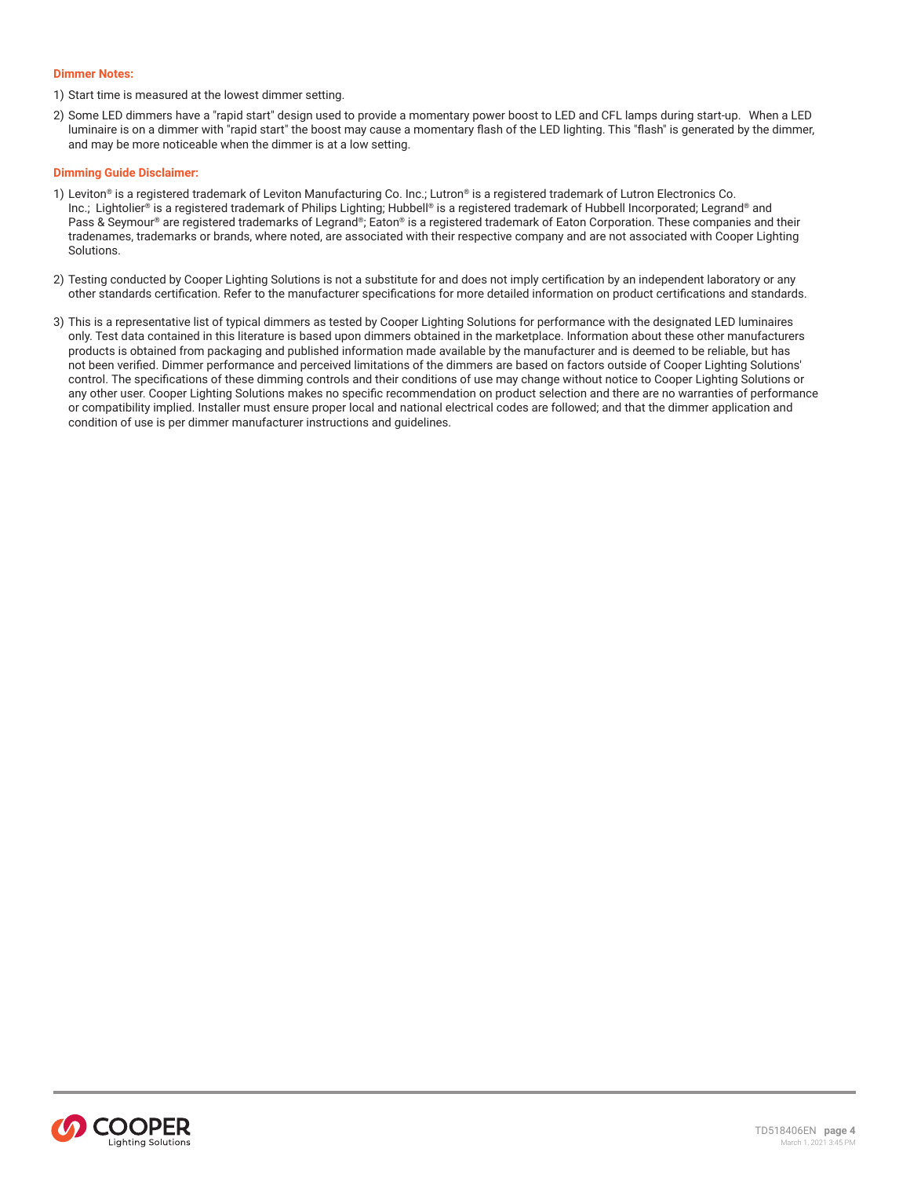**Dimmer Notes:**

1) Start time is measured at the lowest dimmer setting.
2) Some LED dimmers have a "rapid start" design used to provide a momentary power boost to LED and CFL lamps during start-up. When a LED luminaire is on a dimmer with "rapid start" the boost may cause a momentary flash of the LED lighting. This "flash" is generated by the dimmer, and may be more noticeable when the dimmer is at a low setting.

**Dimming Guide Disclaimer:**

1) Leviton® is a registered trademark of Leviton Manufacturing Co. Inc.; Lutron® is a registered trademark of Lutron Electronics Co. Inc.; Lightolier® is a registered trademark of Philips Lighting; Hubbell® is a registered trademark of Hubbell Incorporated; Legrand® and Pass & Seymour® are registered trademarks of Legrand®; Eaton® is a registered trademark of Eaton Corporation. These companies and their tradenames, trademarks or brands, where noted, are associated with their respective company and are not associated with Cooper Lighting Solutions.

2) Testing conducted by Cooper Lighting Solutions is not a substitute for and does not imply certification by an independent laboratory or any other standards certification. Refer to the manufacturer specifications for more detailed information on product certifications and standards.

3) This is a representative list of typical dimmers as tested by Cooper Lighting Solutions for performance with the designated LED luminaires only. Test data contained in this literature is based upon dimmers obtained in the marketplace. Information about these other manufacturers products is obtained from packaging and published information made available by the manufacturer and is deemed to be reliable, but has not been verified. Dimmer performance and perceived limitations of the dimmers are based on factors outside of Cooper Lighting Solutions' control. The specifications of these dimming controls and their conditions of use may change without notice to Cooper Lighting Solutions or any other user. Cooper Lighting Solutions makes no specific recommendation on product selection and there are no warranties of performance or compatibility implied. Installer must ensure proper local and national electrical codes are followed; and that the dimmer application and condition of use is per dimmer manufacturer instructions and guidelines.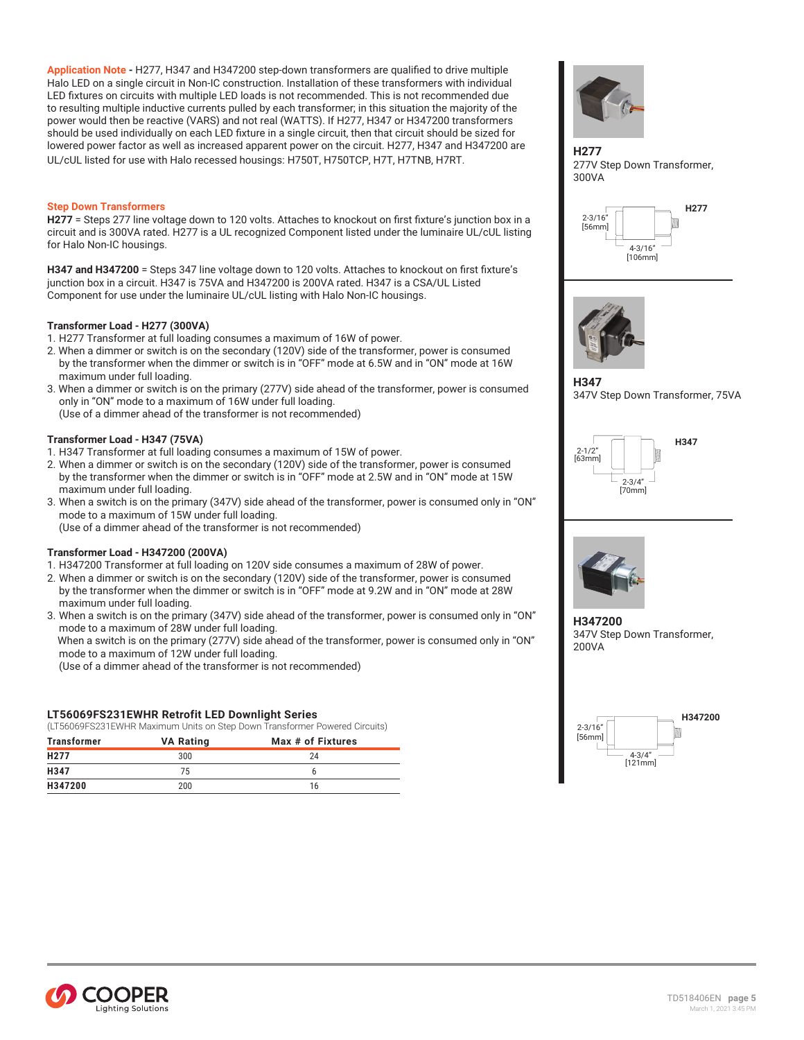**Application Note -** H277, H347 and H347200 step-down transformers are qualified to drive multiple Halo LED on a single circuit in Non-IC construction. Installation of these transformers with individual LED fixtures on circuits with multiple LED loads is not recommended. This is not recommended due to resulting multiple inductive currents pulled by each transformer; in this situation the majority of the power would then be reactive (VARS) and not real (WATTS). If H277, H347 or H347200 transformers should be used individually on each LED fixture in a single circuit, then that circuit should be sized for lowered power factor as well as increased apparent power on the circuit. H277, H347 and H347200 are UL/cUL listed for use with Halo recessed housings: H750T, H750TCP, H7T, H7TNB, H7RT.

## Step Down Transformers

**H277** = Steps 277 line voltage down to 120 volts. Attaches to knockout on first fixture's junction box in a circuit and is 300VA rated. H277 is a UL recognized Component listed under the luminaire UL/cUL listing for Halo Non-IC housings.

**H347 and H347200** = Steps 347 line voltage down to 120 volts. Attaches to knockout on first fixture's junction box in a circuit. H347 is 75VA and H347200 is 200VA rated. H347 is a CSA/UL Listed Component for use under the luminaire UL/cUL listing with Halo Non-IC housings.

### Transformer Load - H277 (300VA)

1. H277 Transformer at full loading consumes a maximum of 16W of power.
2. When a dimmer or switch is on the secondary (120V) side of the transformer, power is consumed by the transformer when the dimmer or switch is in "OFF" mode at 6.5W and in "ON" mode at 16W maximum under full loading.
3. When a dimmer or switch is on the primary (277V) side ahead of the transformer, power is consumed only in "ON" mode to a maximum of 16W under full loading.
   (Use of a dimmer ahead of the transformer is not recommended)

### Transformer Load - H347 (75VA)

1. H347 Transformer at full loading consumes a maximum of 15W of power.
2. When a dimmer or switch is on the secondary (120V) side of the transformer, power is consumed by the transformer when the dimmer or switch is in "OFF" mode at 2.5W and in "ON" mode at 15W maximum under full loading.
3. When a switch is on the primary (347V) side ahead of the transformer, power is consumed only in "ON" mode to a maximum of 15W under full loading.
   (Use of a dimmer ahead of the transformer is not recommended)

### Transformer Load - H347200 (200VA)

1. H347200 Transformer at full loading on 120V side consumes a maximum of 28W of power.
2. When a dimmer or switch is on the secondary (120V) side of the transformer, power is consumed by the transformer when the dimmer or switch is in "OFF" mode at 9.2W and in "ON" mode at 28W maximum under full loading.
3. When a switch is on the primary (347V) side ahead of the transformer, power is consumed only in "ON" mode to a maximum of 28W under full loading.
   When a switch is on the primary (277V) side ahead of the transformer, power is consumed only in "ON" mode to a maximum of 12W under full loading.
   (Use of a dimmer ahead of the transformer is not recommended)

### LT56069FS231EWHR Retrofit LED Downlight Series

(LT56069FS231EWHR Maximum Units on Step Down Transformer Powered Circuits)

| Transformer | VA Rating | Max # of Fixtures |
|---|---|---|
| H277 | 300 | 24 |
| H347 | 75 | 6 |
| H347200 | 200 | 16 |

**H277**
277V Step Down Transformer, 300VA

H277 — 2-3/16" [56mm]; 4-3/16" [106mm]

**H347**
347V Step Down Transformer, 75VA

H347 — 2-1/2" [63mm]; 2-3/4" [70mm]

**H347200**
347V Step Down Transformer, 200VA

H347200 — 2-3/16" [56mm]; 4-3/4" [121mm]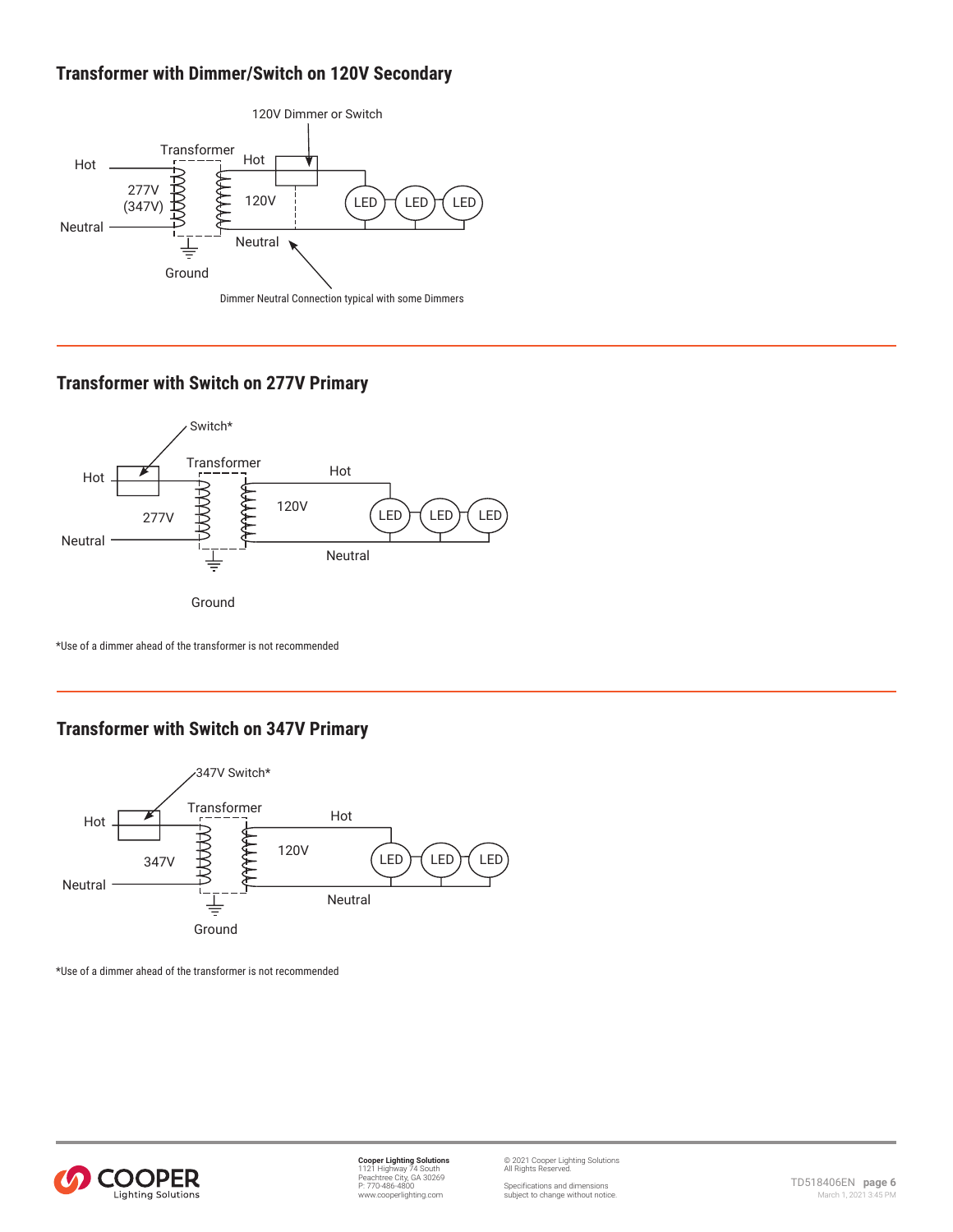## Transformer with Dimmer/Switch on 120V Secondary

120V Dimmer or Switch

Transformer

Hot

Hot

277V
(347V)

120V

LED LED LED

Neutral

Neutral

Ground

Dimmer Neutral Connection typical with some Dimmers

## Transformer with Switch on 277V Primary

Switch*

Transformer

Hot

Hot

277V

120V

LED LED LED

Neutral

Neutral

Ground

*Use of a dimmer ahead of the transformer is not recommended

## Transformer with Switch on 347V Primary

347V Switch*

Transformer

Hot

Hot

347V

120V

LED LED LED

Neutral

Neutral

Ground

*Use of a dimmer ahead of the transformer is not recommended